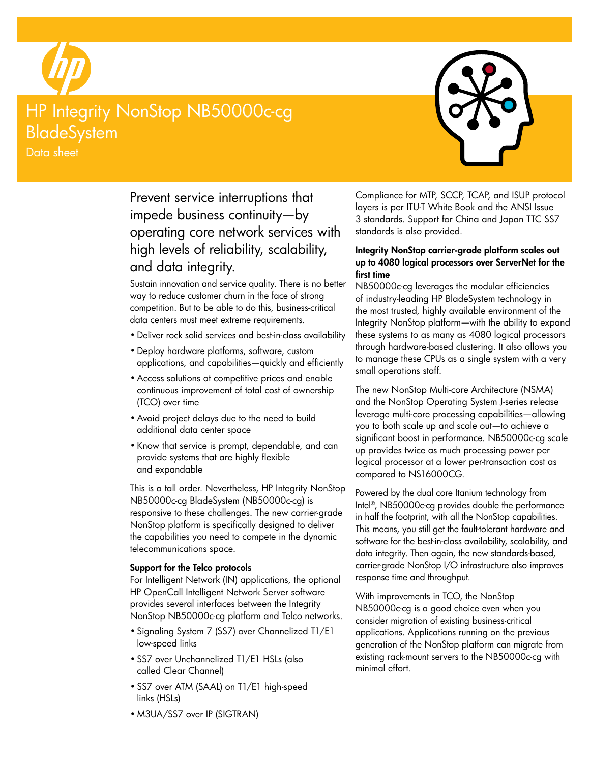# HP Integrity NonStop NB50000c-cg BladeSystem

Data sheet

## Prevent service interruptions that impede business continuity—by operating core network services with high levels of reliability, scalability, and data integrity.

Sustain innovation and service quality. There is no better way to reduce customer churn in the face of strong competition. But to be able to do this, business-critical data centers must meet extreme requirements.

- Deliver rock solid services and best-in-class availability
- Deploy hardware platforms, software, custom applications, and capabilities—quickly and efficiently
- Access solutions at competitive prices and enable continuous improvement of total cost of ownership (TCO) over time
- Avoid project delays due to the need to build additional data center space
- Know that service is prompt, dependable, and can provide systems that are highly flexible and expandable

This is a tall order. Nevertheless, HP Integrity NonStop NB50000c-cg BladeSystem (NB50000c-cg) is responsive to these challenges. The new carrier-grade NonStop platform is specifically designed to deliver the capabilities you need to compete in the dynamic telecommunications space.

### Support for the Telco protocols

For Intelligent Network (IN) applications, the optional HP OpenCall Intelligent Network Server software provides several interfaces between the Integrity NonStop NB50000c-cg platform and Telco networks.

- Signaling System 7 (SS7) over Channelized T1/E1 low-speed links
- SS7 over Unchannelized T1/E1 HSLs (also called Clear Channel)
- SS7 over ATM (SAAL) on T1/E1 high-speed links (HSLs)
- M3UA/SS7 over IP (SIGTRAN)

Compliance for MTP, SCCP, TCAP, and ISUP protocol layers is per ITU-T White Book and the ANSI Issue 3 standards. Support for China and Japan TTC SS7 standards is also provided.

### Integrity NonStop carrier-grade platform scales out up to 4080 logical processors over ServerNet for the first time

NB50000c-cg leverages the modular efficiencies of industry-leading HP BladeSystem technology in the most trusted, highly available environment of the Integrity NonStop platform—with the ability to expand these systems to as many as 4080 logical processors through hardware-based clustering. It also allows you to manage these CPUs as a single system with a very small operations staff.

The new NonStop Multi-core Architecture (NSMA) and the NonStop Operating System J-series release leverage multi-core processing capabilities—allowing you to both scale up and scale out—to achieve a significant boost in performance. NB50000c-cg scale up provides twice as much processing power per logical processor at a lower per-transaction cost as compared to NS16000CG.

Powered by the dual core Itanium technology from Intel®, NB50000c-cg provides double the performance in half the footprint, with all the NonStop capabilities. This means, you still get the fault-tolerant hardware and software for the best-in-class availability, scalability, and data integrity. Then again, the new standards-based, carrier-grade NonStop I/O infrastructure also improves response time and throughput.

With improvements in TCO, the NonStop NB50000c-cg is a good choice even when you consider migration of existing business-critical applications. Applications running on the previous generation of the NonStop platform can migrate from existing rack-mount servers to the NB50000c-cg with minimal effort.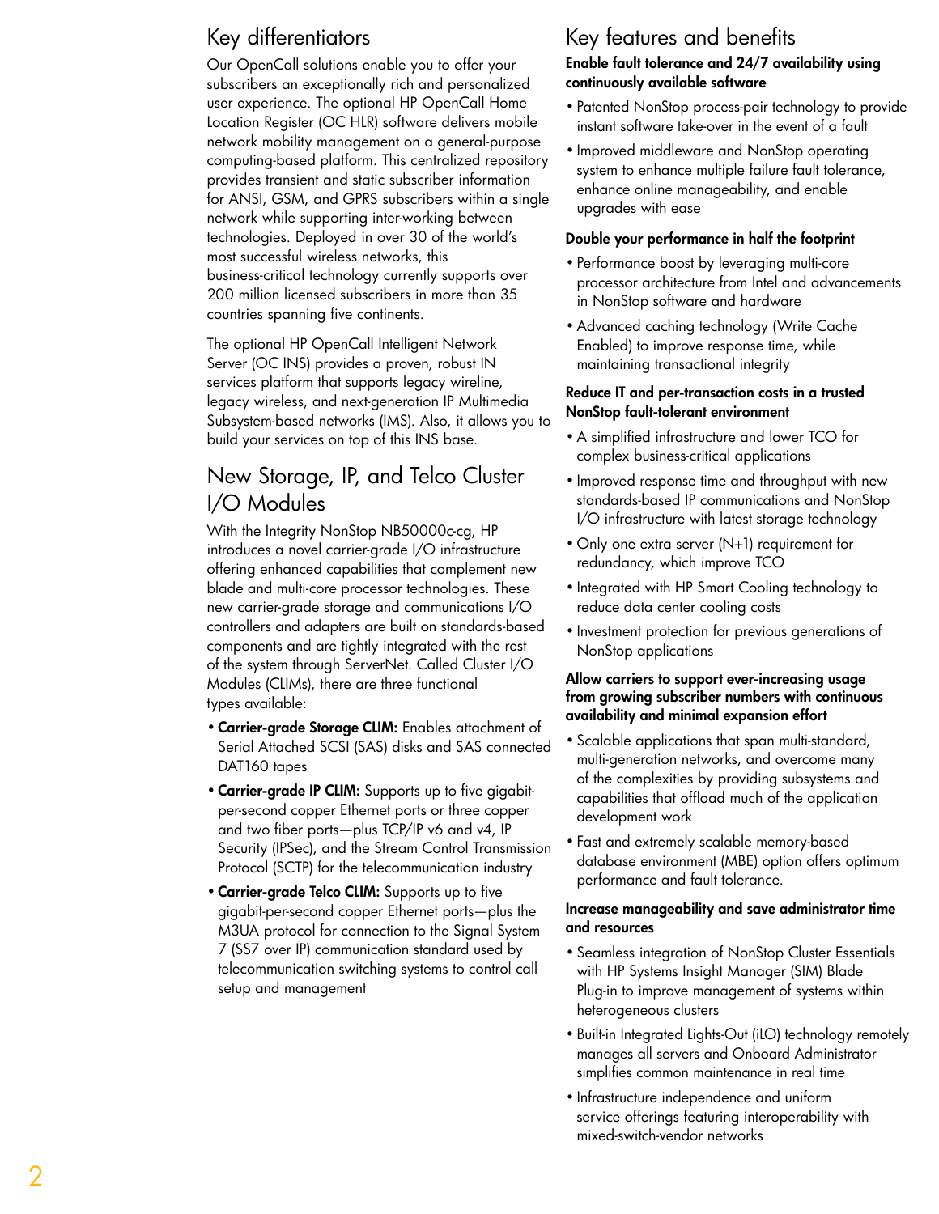## Key differentiators

Our OpenCall solutions enable you to offer your subscribers an exceptionally rich and personalized user experience. The optional HP OpenCall Home Location Register (OC HLR) software delivers mobile network mobility management on a general-purpose computing-based platform. This centralized repository provides transient and static subscriber information for ANSI, GSM, and GPRS subscribers within a single network while supporting inter-working between technologies. Deployed in over 30 of the world's most successful wireless networks, this business-critical technology currently supports over 200 million licensed subscribers in more than 35 countries spanning five continents.

The optional HP OpenCall Intelligent Network Server (OC INS) provides a proven, robust IN services platform that supports legacy wireline, legacy wireless, and next-generation IP Multimedia Subsystem-based networks (IMS). Also, it allows you to build your services on top of this INS base.

## New Storage, IP, and Telco Cluster I/O Modules

With the Integrity NonStop NB50000c-cg, HP introduces a novel carrier-grade I/O infrastructure offering enhanced capabilities that complement new blade and multi-core processor technologies. These new carrier-grade storage and communications I/O controllers and adapters are built on standards-based components and are tightly integrated with the rest of the system through ServerNet. Called Cluster I/O Modules (CLIMs), there are three functional types available:

- **Carrier-grade Storage CLIM:** Enables attachment of Serial Attached SCSI (SAS) disks and SAS connected DAT160 tapes
- **Carrier-grade IP CLIM:** Supports up to five gigabit-per-second copper Ethernet ports or three copper and two fiber ports—plus TCP/IP v6 and v4, IP Security (IPSec), and the Stream Control Transmission Protocol (SCTP) for the telecommunication industry
- **Carrier-grade Telco CLIM:** Supports up to five gigabit-per-second copper Ethernet ports—plus the M3UA protocol for connection to the Signal System 7 (SS7 over IP) communication standard used by telecommunication switching systems to control call setup and management

## Key features and benefits

**Enable fault tolerance and 24/7 availability using continuously available software**

- Patented NonStop process-pair technology to provide instant software take-over in the event of a fault
- Improved middleware and NonStop operating system to enhance multiple failure fault tolerance, enhance online manageability, and enable upgrades with ease

**Double your performance in half the footprint**

- Performance boost by leveraging multi-core processor architecture from Intel and advancements in NonStop software and hardware
- Advanced caching technology (Write Cache Enabled) to improve response time, while maintaining transactional integrity

**Reduce IT and per-transaction costs in a trusted NonStop fault-tolerant environment**

- A simplified infrastructure and lower TCO for complex business-critical applications
- Improved response time and throughput with new standards-based IP communications and NonStop I/O infrastructure with latest storage technology
- Only one extra server (N+1) requirement for redundancy, which improve TCO
- Integrated with HP Smart Cooling technology to reduce data center cooling costs
- Investment protection for previous generations of NonStop applications

**Allow carriers to support ever-increasing usage from growing subscriber numbers with continuous availability and minimal expansion effort**

- Scalable applications that span multi-standard, multi-generation networks, and overcome many of the complexities by providing subsystems and capabilities that offload much of the application development work
- Fast and extremely scalable memory-based database environment (MBE) option offers optimum performance and fault tolerance.

**Increase manageability and save administrator time and resources**

- Seamless integration of NonStop Cluster Essentials with HP Systems Insight Manager (SIM) Blade Plug-in to improve management of systems within heterogeneous clusters
- Built-in Integrated Lights-Out (iLO) technology remotely manages all servers and Onboard Administrator simplifies common maintenance in real time
- Infrastructure independence and uniform service offerings featuring interoperability with mixed-switch-vendor networks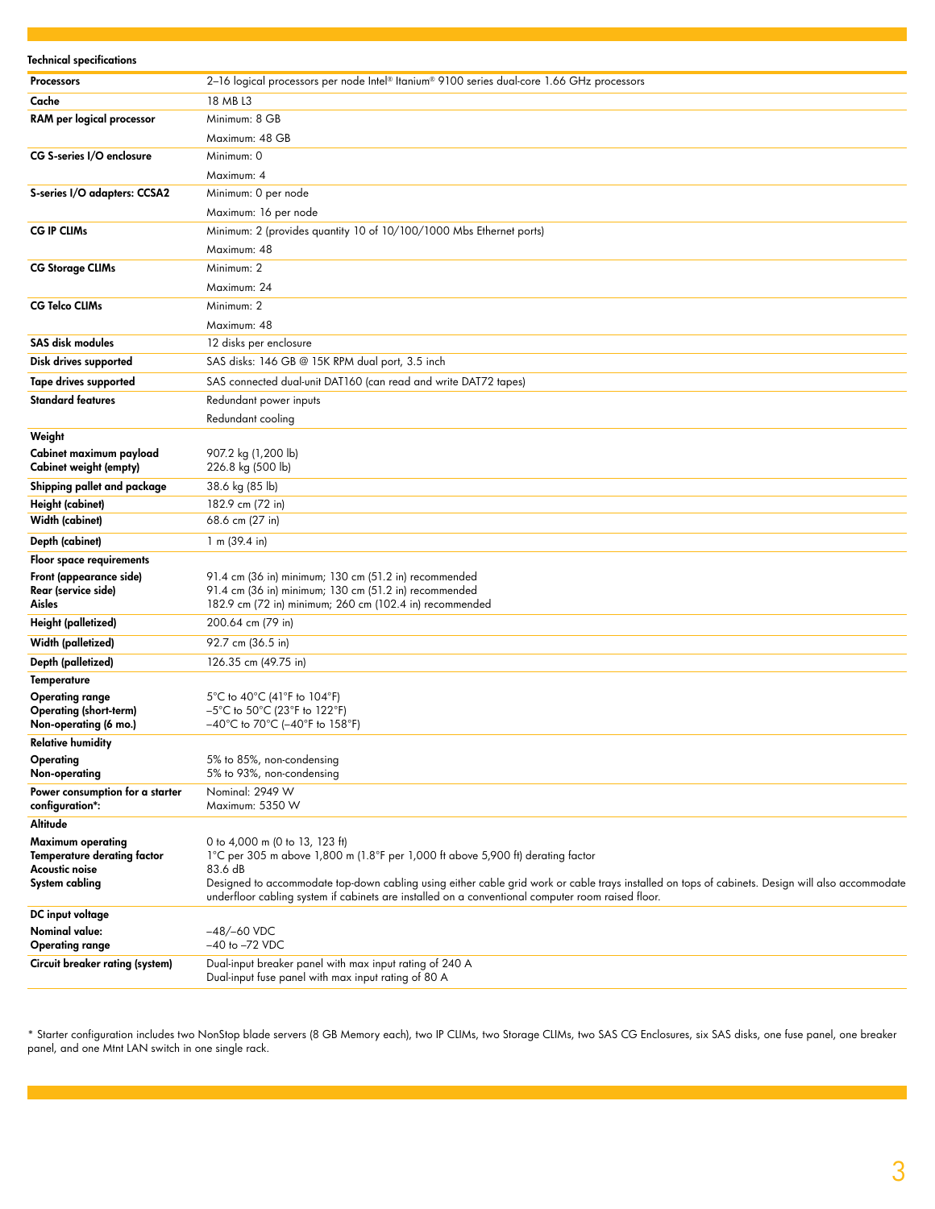**Technical specifications**

| | |
|---|---|
| **Processors** | 2–16 logical processors per node Intel® Itanium® 9100 series dual-core 1.66 GHz processors |
| **Cache** | 18 MB L3 |
| **RAM per logical processor** | Minimum: 8 GB<br>Maximum: 48 GB |
| **CG S-series I/O enclosure** | Minimum: 0<br>Maximum: 4 |
| **S-series I/O adapters: CCSA2** | Minimum: 0 per node<br>Maximum: 16 per node |
| **CG IP CLIMs** | Minimum: 2 (provides quantity 10 of 10/100/1000 Mbs Ethernet ports)<br>Maximum: 48 |
| **CG Storage CLIMs** | Minimum: 2<br>Maximum: 24 |
| **CG Telco CLIMs** | Minimum: 2<br>Maximum: 48 |
| **SAS disk modules** | 12 disks per enclosure |
| **Disk drives supported** | SAS disks: 146 GB @ 15K RPM dual port, 3.5 inch |
| **Tape drives supported** | SAS connected dual-unit DAT160 (can read and write DAT72 tapes) |
| **Standard features** | Redundant power inputs<br>Redundant cooling |
| **Weight** | |
| **Cabinet maximum payload** | 907.2 kg (1,200 lb) |
| **Cabinet weight (empty)** | 226.8 kg (500 lb) |
| **Shipping pallet and package** | 38.6 kg (85 lb) |
| **Height (cabinet)** | 182.9 cm (72 in) |
| **Width (cabinet)** | 68.6 cm (27 in) |
| **Depth (cabinet)** | 1 m (39.4 in) |
| **Floor space requirements** | |
| **Front (appearance side)** | 91.4 cm (36 in) minimum; 130 cm (51.2 in) recommended |
| **Rear (service side)** | 91.4 cm (36 in) minimum; 130 cm (51.2 in) recommended |
| **Aisles** | 182.9 cm (72 in) minimum; 260 cm (102.4 in) recommended |
| **Height (palletized)** | 200.64 cm (79 in) |
| **Width (palletized)** | 92.7 cm (36.5 in) |
| **Depth (palletized)** | 126.35 cm (49.75 in) |
| **Temperature** | |
| **Operating range** | 5°C to 40°C (41°F to 104°F) |
| **Operating (short-term)** | –5°C to 50°C (23°F to 122°F) |
| **Non-operating (6 mo.)** | –40°C to 70°C (–40°F to 158°F) |
| **Relative humidity** | |
| **Operating** | 5% to 85%, non-condensing |
| **Non-operating** | 5% to 93%, non-condensing |
| **Power consumption for a starter configuration*:** | Nominal: 2949 W<br>Maximum: 5350 W |
| **Altitude** | |
| **Maximum operating** | 0 to 4,000 m (0 to 13, 123 ft) |
| **Temperature derating factor** | 1°C per 305 m above 1,800 m (1.8°F per 1,000 ft above 5,900 ft) derating factor |
| **Acoustic noise** | 83.6 dB |
| **System cabling** | Designed to accommodate top-down cabling using either cable grid work or cable trays installed on tops of cabinets. Design will also accommodate underfloor cabling system if cabinets are installed on a conventional computer room raised floor. |
| **DC input voltage** | |
| **Nominal value:** | –48/–60 VDC |
| **Operating range** | –40 to –72 VDC |
| **Circuit breaker rating (system)** | Dual-input breaker panel with max input rating of 240 A<br>Dual-input fuse panel with max input rating of 80 A |

* Starter configuration includes two NonStop blade servers (8 GB Memory each), two IP CLIMs, two Storage CLIMs, two SAS CG Enclosures, six SAS disks, one fuse panel, one breaker panel, and one Mtnt LAN switch in one single rack.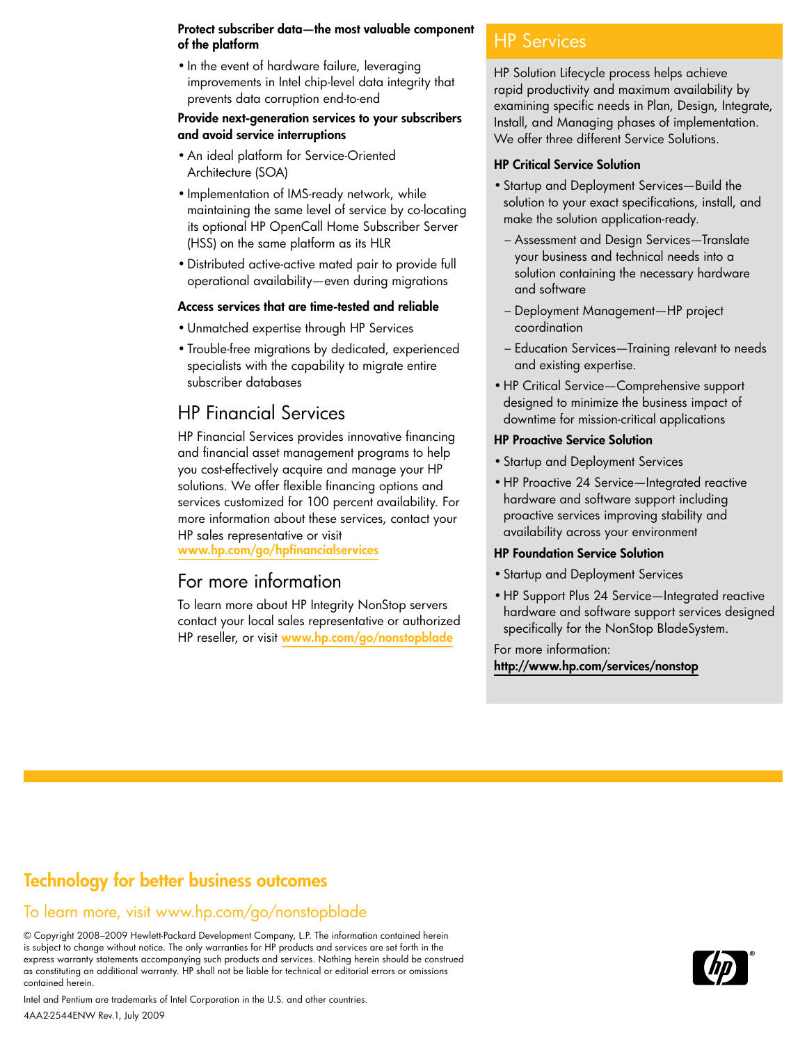**Protect subscriber data—the most valuable component of the platform**

- In the event of hardware failure, leveraging improvements in Intel chip-level data integrity that prevents data corruption end-to-end

**Provide next-generation services to your subscribers and avoid service interruptions**

- An ideal platform for Service-Oriented Architecture (SOA)
- Implementation of IMS-ready network, while maintaining the same level of service by co-locating its optional HP OpenCall Home Subscriber Server (HSS) on the same platform as its HLR
- Distributed active-active mated pair to provide full operational availability—even during migrations

**Access services that are time-tested and reliable**

- Unmatched expertise through HP Services
- Trouble-free migrations by dedicated, experienced specialists with the capability to migrate entire subscriber databases

## HP Financial Services

HP Financial Services provides innovative financing and financial asset management programs to help you cost-effectively acquire and manage your HP solutions. We offer flexible financing options and services customized for 100 percent availability. For more information about these services, contact your HP sales representative or visit www.hp.com/go/hpfinancialservices

## For more information

To learn more about HP Integrity NonStop servers contact your local sales representative or authorized HP reseller, or visit www.hp.com/go/nonstopblade

## HP Services

HP Solution Lifecycle process helps achieve rapid productivity and maximum availability by examining specific needs in Plan, Design, Integrate, Install, and Managing phases of implementation. We offer three different Service Solutions.

**HP Critical Service Solution**

- Startup and Deployment Services—Build the solution to your exact specifications, install, and make the solution application-ready.
  - Assessment and Design Services—Translate your business and technical needs into a solution containing the necessary hardware and software
  - Deployment Management—HP project coordination
  - Education Services—Training relevant to needs and existing expertise.
- HP Critical Service—Comprehensive support designed to minimize the business impact of downtime for mission-critical applications

**HP Proactive Service Solution**

- Startup and Deployment Services
- HP Proactive 24 Service—Integrated reactive hardware and software support including proactive services improving stability and availability across your environment

**HP Foundation Service Solution**

- Startup and Deployment Services
- HP Support Plus 24 Service—Integrated reactive hardware and software support services designed specifically for the NonStop BladeSystem.

For more information:
http://www.hp.com/services/nonstop

## Technology for better business outcomes

To learn more, visit www.hp.com/go/nonstopblade

© Copyright 2008–2009 Hewlett-Packard Development Company, L.P. The information contained herein is subject to change without notice. The only warranties for HP products and services are set forth in the express warranty statements accompanying such products and services. Nothing herein should be construed as constituting an additional warranty. HP shall not be liable for technical or editorial errors or omissions contained herein.

Intel and Pentium are trademarks of Intel Corporation in the U.S. and other countries.

4AA2-2544ENW Rev.1, July 2009